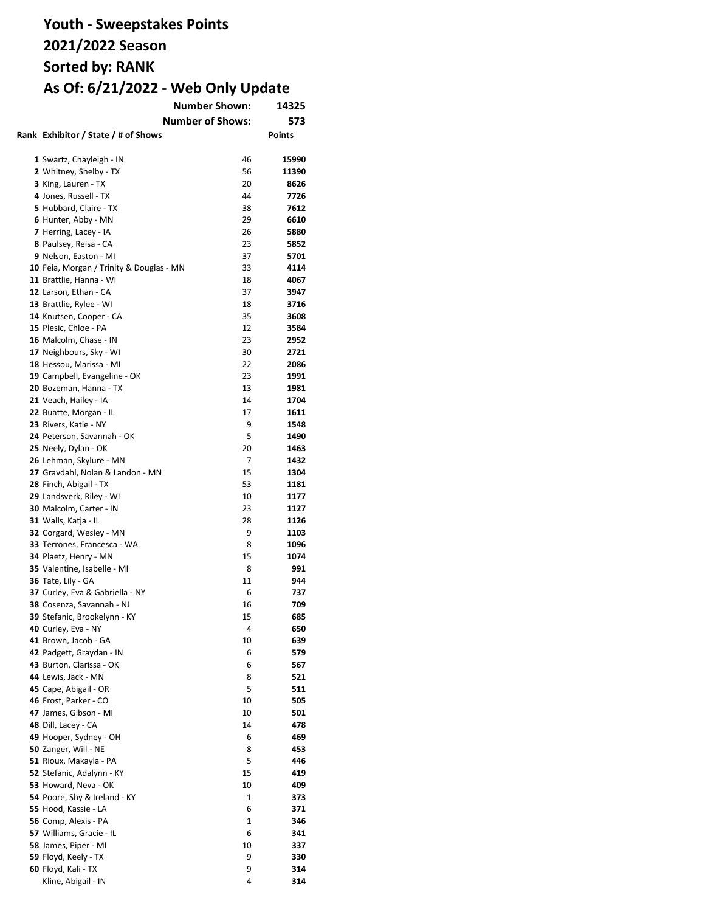# Youth - Sweepstakes Points
# 2021/2022 Season
# Sorted by: RANK
# As Of: 6/21/2022 - Web Only Update

**Number Shown:** 14325

**Number of Shows:** 573

| Rank | Exhibitor / State / # of Shows | | Points |
|---|---|---|---|
| 1 | Swartz, Chayleigh - IN | 46 | 15990 |
| 2 | Whitney, Shelby - TX | 56 | 11390 |
| 3 | King, Lauren - TX | 20 | 8626 |
| 4 | Jones, Russell - TX | 44 | 7726 |
| 5 | Hubbard, Claire - TX | 38 | 7612 |
| 6 | Hunter, Abby - MN | 29 | 6610 |
| 7 | Herring, Lacey - IA | 26 | 5880 |
| 8 | Paulsey, Reisa - CA | 23 | 5852 |
| 9 | Nelson, Easton - MI | 37 | 5701 |
| 10 | Feia, Morgan / Trinity & Douglas - MN | 33 | 4114 |
| 11 | Brattlie, Hanna - WI | 18 | 4067 |
| 12 | Larson, Ethan - CA | 37 | 3947 |
| 13 | Brattlie, Rylee - WI | 18 | 3716 |
| 14 | Knutsen, Cooper - CA | 35 | 3608 |
| 15 | Plesic, Chloe - PA | 12 | 3584 |
| 16 | Malcolm, Chase - IN | 23 | 2952 |
| 17 | Neighbours, Sky - WI | 30 | 2721 |
| 18 | Hessou, Marissa - MI | 22 | 2086 |
| 19 | Campbell, Evangeline - OK | 23 | 1991 |
| 20 | Bozeman, Hanna - TX | 13 | 1981 |
| 21 | Veach, Hailey - IA | 14 | 1704 |
| 22 | Buatte, Morgan - IL | 17 | 1611 |
| 23 | Rivers, Katie - NY | 9 | 1548 |
| 24 | Peterson, Savannah - OK | 5 | 1490 |
| 25 | Neely, Dylan - OK | 20 | 1463 |
| 26 | Lehman, Skylure - MN | 7 | 1432 |
| 27 | Gravdahl, Nolan & Landon - MN | 15 | 1304 |
| 28 | Finch, Abigail - TX | 53 | 1181 |
| 29 | Landsverk, Riley - WI | 10 | 1177 |
| 30 | Malcolm, Carter - IN | 23 | 1127 |
| 31 | Walls, Katja - IL | 28 | 1126 |
| 32 | Corgard, Wesley - MN | 9 | 1103 |
| 33 | Terrones, Francesca - WA | 8 | 1096 |
| 34 | Plaetz, Henry - MN | 15 | 1074 |
| 35 | Valentine, Isabelle - MI | 8 | 991 |
| 36 | Tate, Lily - GA | 11 | 944 |
| 37 | Curley, Eva & Gabriella - NY | 6 | 737 |
| 38 | Cosenza, Savannah - NJ | 16 | 709 |
| 39 | Stefanic, Brookelynn - KY | 15 | 685 |
| 40 | Curley, Eva - NY | 4 | 650 |
| 41 | Brown, Jacob - GA | 10 | 639 |
| 42 | Padgett, Graydan - IN | 6 | 579 |
| 43 | Burton, Clarissa - OK | 6 | 567 |
| 44 | Lewis, Jack - MN | 8 | 521 |
| 45 | Cape, Abigail - OR | 5 | 511 |
| 46 | Frost, Parker - CO | 10 | 505 |
| 47 | James, Gibson - MI | 10 | 501 |
| 48 | Dill, Lacey - CA | 14 | 478 |
| 49 | Hooper, Sydney - OH | 6 | 469 |
| 50 | Zanger, Will - NE | 8 | 453 |
| 51 | Rioux, Makayla - PA | 5 | 446 |
| 52 | Stefanic, Adalynn - KY | 15 | 419 |
| 53 | Howard, Neva - OK | 10 | 409 |
| 54 | Poore, Shy & Ireland - KY | 1 | 373 |
| 55 | Hood, Kassie - LA | 6 | 371 |
| 56 | Comp, Alexis - PA | 1 | 346 |
| 57 | Williams, Gracie - IL | 6 | 341 |
| 58 | James, Piper - MI | 10 | 337 |
| 59 | Floyd, Keely - TX | 9 | 330 |
| 60 | Floyd, Kali - TX | 9 | 314 |
| | Kline, Abigail - IN | 4 | 314 |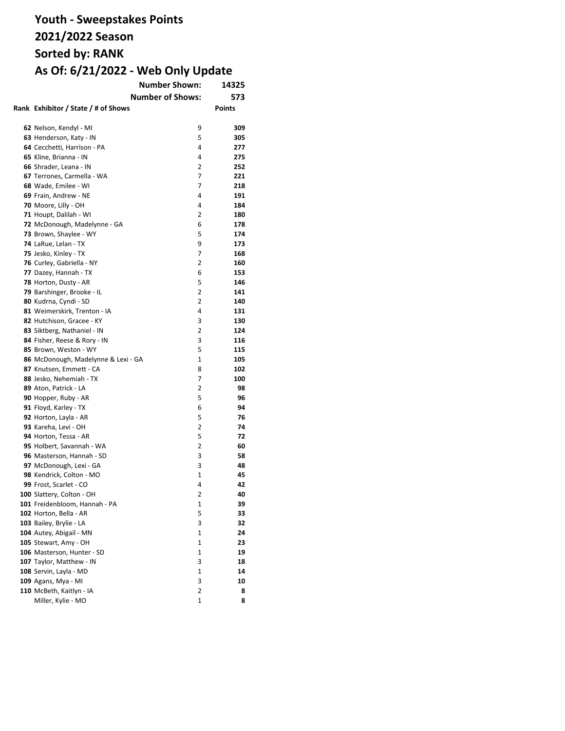# Youth - Sweepstakes Points
# 2021/2022 Season
# Sorted by: RANK
# As Of: 6/21/2022 - Web Only Update

**Number Shown:** **14325**

**Number of Shows:** **573**

| Rank | Exhibitor / State / # of Shows | | Points |
|---|---|---|---|
| **62** | Nelson, Kendyl - MI | 9 | **309** |
| **63** | Henderson, Katy - IN | 5 | **305** |
| **64** | Cecchetti, Harrison - PA | 4 | **277** |
| **65** | Kline, Brianna - IN | 4 | **275** |
| **66** | Shrader, Leana - IN | 2 | **252** |
| **67** | Terrones, Carmella - WA | 7 | **221** |
| **68** | Wade, Emilee - WI | 7 | **218** |
| **69** | Frain, Andrew - NE | 4 | **191** |
| **70** | Moore, Lilly - OH | 4 | **184** |
| **71** | Houpt, Dalilah - WI | 2 | **180** |
| **72** | McDonough, Madelynne - GA | 6 | **178** |
| **73** | Brown, Shaylee - WY | 5 | **174** |
| **74** | LaRue, Lelan - TX | 9 | **173** |
| **75** | Jesko, Kinley - TX | 7 | **168** |
| **76** | Curley, Gabriella - NY | 2 | **160** |
| **77** | Dazey, Hannah - TX | 6 | **153** |
| **78** | Horton, Dusty - AR | 5 | **146** |
| **79** | Barshinger, Brooke - IL | 2 | **141** |
| **80** | Kudrna, Cyndi - SD | 2 | **140** |
| **81** | Weimerskirk, Trenton - IA | 4 | **131** |
| **82** | Hutchison, Gracee - KY | 3 | **130** |
| **83** | Siktberg, Nathaniel - IN | 2 | **124** |
| **84** | Fisher, Reese & Rory - IN | 3 | **116** |
| **85** | Brown, Weston - WY | 5 | **115** |
| **86** | McDonough, Madelynne & Lexi - GA | 1 | **105** |
| **87** | Knutsen, Emmett - CA | 8 | **102** |
| **88** | Jesko, Nehemiah - TX | 7 | **100** |
| **89** | Aton, Patrick - LA | 2 | **98** |
| **90** | Hopper, Ruby - AR | 5 | **96** |
| **91** | Floyd, Karley - TX | 6 | **94** |
| **92** | Horton, Layla - AR | 5 | **76** |
| **93** | Kareha, Levi - OH | 2 | **74** |
| **94** | Horton, Tessa - AR | 5 | **72** |
| **95** | Holbert, Savannah - WA | 2 | **60** |
| **96** | Masterson, Hannah - SD | 3 | **58** |
| **97** | McDonough, Lexi - GA | 3 | **48** |
| **98** | Kendrick, Colton - MO | 1 | **45** |
| **99** | Frost, Scarlet - CO | 4 | **42** |
| **100** | Slattery, Colton - OH | 2 | **40** |
| **101** | Freidenbloom, Hannah - PA | 1 | **39** |
| **102** | Horton, Bella - AR | 5 | **33** |
| **103** | Bailey, Brylie - LA | 3 | **32** |
| **104** | Autey, Abigail - MN | 1 | **24** |
| **105** | Stewart, Amy - OH | 1 | **23** |
| **106** | Masterson, Hunter - SD | 1 | **19** |
| **107** | Taylor, Matthew - IN | 3 | **18** |
| **108** | Servin, Layla - MD | 1 | **14** |
| **109** | Agans, Mya - MI | 3 | **10** |
| **110** | McBeth, Kaitlyn - IA | 2 | **8** |
| | Miller, Kylie - MO | 1 | **8** |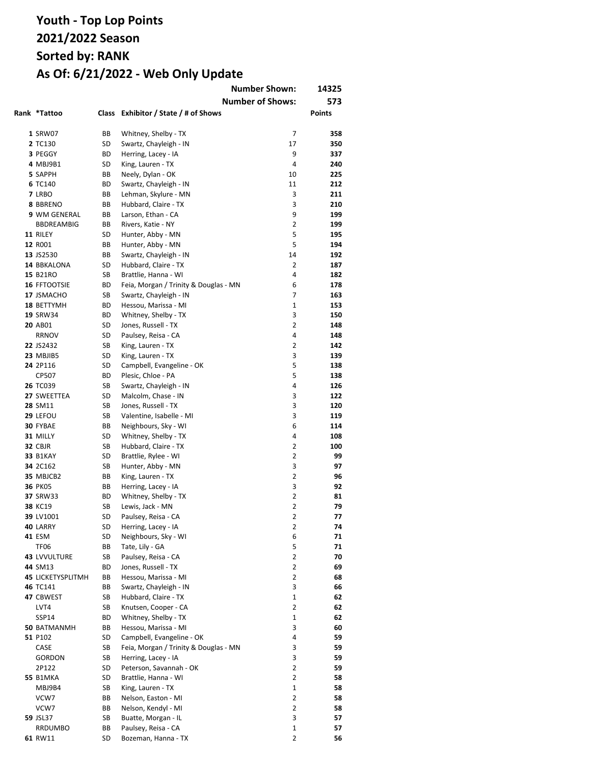# Youth - Top Lop Points
## 2021/2022 Season
## Sorted by: RANK
## As Of: 6/21/2022 - Web Only Update

**Number Shown:** 14325

**Number of Shows:** 573

| Rank | *Tattoo | Class | Exhibitor / State / # of Shows | | Points |
|---|---|---|---|---|---|
| 1 | SRW07 | BB | Whitney, Shelby - TX | 7 | 358 |
| 2 | TC130 | SD | Swartz, Chayleigh - IN | 17 | 350 |
| 3 | PEGGY | BD | Herring, Lacey - IA | 9 | 337 |
| 4 | MBJ9B1 | SD | King, Lauren - TX | 4 | 240 |
| 5 | SAPPH | BB | Neely, Dylan - OK | 10 | 225 |
| 6 | TC140 | BD | Swartz, Chayleigh - IN | 11 | 212 |
| 7 | LRBO | BB | Lehman, Skylure - MN | 3 | 211 |
| 8 | BBRENO | BB | Hubbard, Claire - TX | 3 | 210 |
| 9 | WM GENERAL | BB | Larson, Ethan - CA | 9 | 199 |
| | BBDREAMBIG | BB | Rivers, Katie - NY | 2 | 199 |
| 11 | RILEY | SD | Hunter, Abby - MN | 5 | 195 |
| 12 | R001 | BB | Hunter, Abby - MN | 5 | 194 |
| 13 | JS2530 | BB | Swartz, Chayleigh - IN | 14 | 192 |
| 14 | BBKALONA | SD | Hubbard, Claire - TX | 2 | 187 |
| 15 | B21RO | SB | Brattlie, Hanna - WI | 4 | 182 |
| 16 | FFTOOTSIE | BD | Feia, Morgan / Trinity & Douglas - MN | 6 | 178 |
| 17 | JSMACHO | SB | Swartz, Chayleigh - IN | 7 | 163 |
| 18 | BETTYMH | BD | Hessou, Marissa - MI | 1 | 153 |
| 19 | SRW34 | BD | Whitney, Shelby - TX | 3 | 150 |
| 20 | AB01 | SD | Jones, Russell - TX | 2 | 148 |
| | RRNOV | SD | Paulsey, Reisa - CA | 4 | 148 |
| 22 | JS2432 | SB | King, Lauren - TX | 2 | 142 |
| 23 | MBJIB5 | SD | King, Lauren - TX | 3 | 139 |
| 24 | 2P116 | SD | Campbell, Evangeline - OK | 5 | 138 |
| | CP507 | BD | Plesic, Chloe - PA | 5 | 138 |
| 26 | TC039 | SB | Swartz, Chayleigh - IN | 4 | 126 |
| 27 | SWEETTEA | SD | Malcolm, Chase - IN | 3 | 122 |
| 28 | SM11 | SB | Jones, Russell - TX | 3 | 120 |
| 29 | LEFOU | SB | Valentine, Isabelle - MI | 3 | 119 |
| 30 | FYBAE | BB | Neighbours, Sky - WI | 6 | 114 |
| 31 | MILLY | SD | Whitney, Shelby - TX | 4 | 108 |
| 32 | CBJR | SB | Hubbard, Claire - TX | 2 | 100 |
| 33 | B1KAY | SD | Brattlie, Rylee - WI | 2 | 99 |
| 34 | 2C162 | SB | Hunter, Abby - MN | 3 | 97 |
| 35 | MBJCB2 | BB | King, Lauren - TX | 2 | 96 |
| 36 | PK05 | BB | Herring, Lacey - IA | 3 | 92 |
| 37 | SRW33 | BD | Whitney, Shelby - TX | 2 | 81 |
| 38 | KC19 | SB | Lewis, Jack - MN | 2 | 79 |
| 39 | LV1001 | SD | Paulsey, Reisa - CA | 2 | 77 |
| 40 | LARRY | SD | Herring, Lacey - IA | 2 | 74 |
| 41 | ESM | SD | Neighbours, Sky - WI | 6 | 71 |
| | TF06 | BB | Tate, Lily - GA | 5 | 71 |
| 43 | LVVULTURE | SB | Paulsey, Reisa - CA | 2 | 70 |
| 44 | SM13 | BD | Jones, Russell - TX | 2 | 69 |
| 45 | LICKETYSPLITMH | BB | Hessou, Marissa - MI | 2 | 68 |
| 46 | TC141 | BB | Swartz, Chayleigh - IN | 3 | 66 |
| 47 | CBWEST | SB | Hubbard, Claire - TX | 1 | 62 |
| | LVT4 | SB | Knutsen, Cooper - CA | 2 | 62 |
| | SSP14 | BD | Whitney, Shelby - TX | 1 | 62 |
| 50 | BATMANMH | BB | Hessou, Marissa - MI | 3 | 60 |
| 51 | P102 | SD | Campbell, Evangeline - OK | 4 | 59 |
| | CASE | SB | Feia, Morgan / Trinity & Douglas - MN | 3 | 59 |
| | GORDON | SB | Herring, Lacey - IA | 3 | 59 |
| | 2P122 | SD | Peterson, Savannah - OK | 2 | 59 |
| 55 | B1MKA | SD | Brattlie, Hanna - WI | 2 | 58 |
| | MBJ9B4 | SB | King, Lauren - TX | 1 | 58 |
| | VCW7 | BB | Nelson, Easton - MI | 2 | 58 |
| | VCW7 | BB | Nelson, Kendyl - MI | 2 | 58 |
| 59 | JSL37 | SB | Buatte, Morgan - IL | 3 | 57 |
| | RRDUMBO | BB | Paulsey, Reisa - CA | 1 | 57 |
| 61 | RW11 | SD | Bozeman, Hanna - TX | 2 | 56 |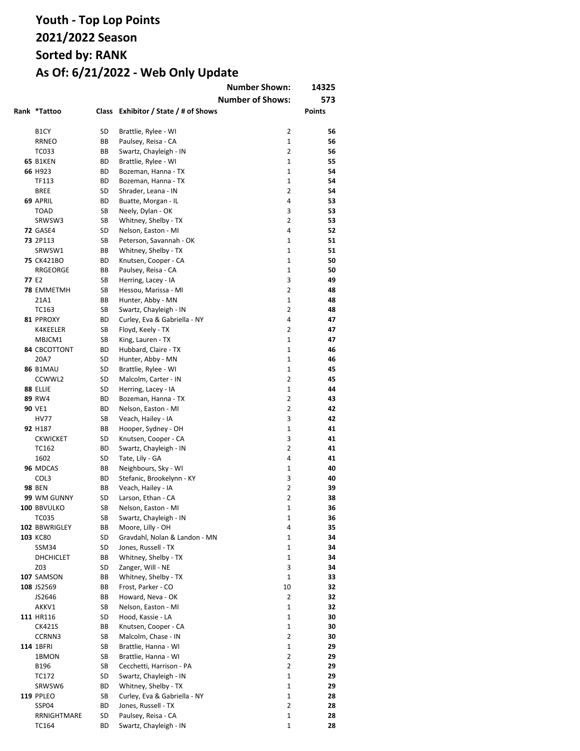# Youth - Top Lop Points
# 2021/2022 Season
# Sorted by: RANK
# As Of: 6/21/2022 - Web Only Update

| | | | | Number Shown: | 14325 |
|---|---|---|---|---|---|
| | | | | **Number of Shows:** | **573** |
| **Rank** | ***Tattoo** | **Class** | **Exhibitor / State / # of Shows** | | **Points** |
| | B1CY | SD | Brattlie, Rylee - WI | 2 | 56 |
| | RRNEO | BB | Paulsey, Reisa - CA | 1 | 56 |
| | TC033 | BB | Swartz, Chayleigh - IN | 2 | 56 |
| 65 | B1KEN | BD | Brattlie, Rylee - WI | 1 | 55 |
| 66 | H923 | BD | Bozeman, Hanna - TX | 1 | 54 |
| | TF113 | BD | Bozeman, Hanna - TX | 1 | 54 |
| | BREE | SD | Shrader, Leana - IN | 2 | 54 |
| 69 | APRIL | BD | Buatte, Morgan - IL | 4 | 53 |
| | TOAD | SB | Neely, Dylan - OK | 3 | 53 |
| | SRWSW3 | SB | Whitney, Shelby - TX | 2 | 53 |
| 72 | GASE4 | SD | Nelson, Easton - MI | 4 | 52 |
| 73 | 2P113 | SB | Peterson, Savannah - OK | 1 | 51 |
| | SRWSW1 | BB | Whitney, Shelby - TX | 1 | 51 |
| 75 | CK421BO | BD | Knutsen, Cooper - CA | 1 | 50 |
| | RRGEORGE | BB | Paulsey, Reisa - CA | 1 | 50 |
| 77 | E2 | SB | Herring, Lacey - IA | 3 | 49 |
| 78 | EMMETMH | SB | Hessou, Marissa - MI | 2 | 48 |
| | 21A1 | BB | Hunter, Abby - MN | 1 | 48 |
| | TC163 | SB | Swartz, Chayleigh - IN | 2 | 48 |
| 81 | PPROXY | BD | Curley, Eva & Gabriella - NY | 4 | 47 |
| | K4KEELER | SB | Floyd, Keely - TX | 2 | 47 |
| | MBJCM1 | SB | King, Lauren - TX | 1 | 47 |
| 84 | CBCOTTONT | BD | Hubbard, Claire - TX | 1 | 46 |
| | 20A7 | SD | Hunter, Abby - MN | 1 | 46 |
| 86 | B1MAU | SD | Brattlie, Rylee - WI | 1 | 45 |
| | CCWWL2 | SD | Malcolm, Carter - IN | 2 | 45 |
| 88 | ELLIE | SD | Herring, Lacey - IA | 1 | 44 |
| 89 | RW4 | BD | Bozeman, Hanna - TX | 2 | 43 |
| 90 | VE1 | BD | Nelson, Easton - MI | 2 | 42 |
| | HV77 | SB | Veach, Hailey - IA | 3 | 42 |
| 92 | H187 | BB | Hooper, Sydney - OH | 1 | 41 |
| | CKWICKET | SD | Knutsen, Cooper - CA | 3 | 41 |
| | TC162 | BD | Swartz, Chayleigh - IN | 2 | 41 |
| | 1602 | SD | Tate, Lily - GA | 4 | 41 |
| 96 | MDCAS | BB | Neighbours, Sky - WI | 1 | 40 |
| | COL3 | BD | Stefanic, Brookelynn - KY | 3 | 40 |
| 98 | BEN | BB | Veach, Hailey - IA | 2 | 39 |
| 99 | WM GUNNY | SD | Larson, Ethan - CA | 2 | 38 |
| 100 | BBVULKO | SB | Nelson, Easton - MI | 1 | 36 |
| | TC035 | SB | Swartz, Chayleigh - IN | 1 | 36 |
| 102 | BBWRIGLEY | BB | Moore, Lilly - OH | 4 | 35 |
| 103 | KC80 | SD | Gravdahl, Nolan & Landon - MN | 1 | 34 |
| | SSM34 | SD | Jones, Russell - TX | 1 | 34 |
| | DHCHICLET | BB | Whitney, Shelby - TX | 1 | 34 |
| | Z03 | SD | Zanger, Will - NE | 3 | 34 |
| 107 | SAMSON | BB | Whitney, Shelby - TX | 1 | 33 |
| 108 | JS2569 | BB | Frost, Parker - CO | 10 | 32 |
| | JS2646 | BB | Howard, Neva - OK | 2 | 32 |
| | AKKV1 | SB | Nelson, Easton - MI | 1 | 32 |
| 111 | HR116 | SD | Hood, Kassie - LA | 1 | 30 |
| | CK421S | BB | Knutsen, Cooper - CA | 1 | 30 |
| | CCRNN3 | SB | Malcolm, Chase - IN | 2 | 30 |
| 114 | 1BFRI | SB | Brattlie, Hanna - WI | 1 | 29 |
| | 1BMON | SB | Brattlie, Hanna - WI | 2 | 29 |
| | B196 | SB | Cecchetti, Harrison - PA | 2 | 29 |
| | TC172 | SD | Swartz, Chayleigh - IN | 1 | 29 |
| | SRWSW6 | BD | Whitney, Shelby - TX | 1 | 29 |
| 119 | PPLEO | SB | Curley, Eva & Gabriella - NY | 1 | 28 |
| | SSP04 | BD | Jones, Russell - TX | 2 | 28 |
| | RRNIGHTMARE | SD | Paulsey, Reisa - CA | 1 | 28 |
| | TC164 | BD | Swartz, Chayleigh - IN | 1 | 28 |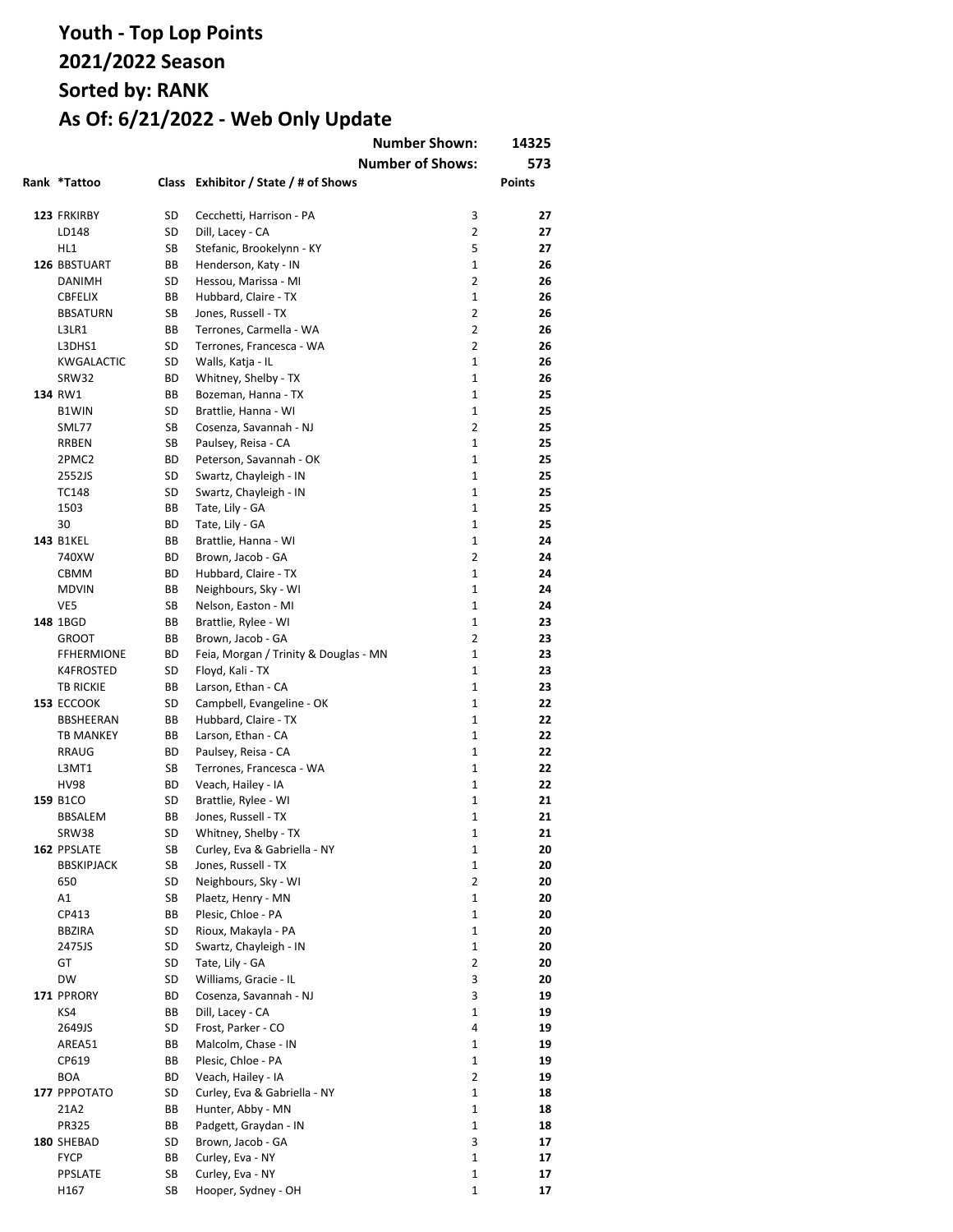# Youth - Top Lop Points
# 2021/2022 Season
# Sorted by: RANK
# As Of: 6/21/2022 - Web Only Update

| | | | Number Shown: | 14325 |
|---|---|---|---|---|
| | | | Number of Shows: | 573 |

| Rank | *Tattoo | Class | Exhibitor / State / # of Shows | | Points |
|---|---|---|---|---|---|
| 123 | FRKIRBY | SD | Cecchetti, Harrison - PA | 3 | 27 |
| | LD148 | SD | Dill, Lacey - CA | 2 | 27 |
| | HL1 | SB | Stefanic, Brookelynn - KY | 5 | 27 |
| 126 | BBSTUART | BB | Henderson, Katy - IN | 1 | 26 |
| | DANIMH | SD | Hessou, Marissa - MI | 2 | 26 |
| | CBFELIX | BB | Hubbard, Claire - TX | 1 | 26 |
| | BBSATURN | SB | Jones, Russell - TX | 2 | 26 |
| | L3LR1 | BB | Terrones, Carmella - WA | 2 | 26 |
| | L3DHS1 | SD | Terrones, Francesca - WA | 2 | 26 |
| | KWGALACTIC | SD | Walls, Katja - IL | 1 | 26 |
| | SRW32 | BD | Whitney, Shelby - TX | 1 | 26 |
| 134 | RW1 | BB | Bozeman, Hanna - TX | 1 | 25 |
| | B1WIN | SD | Brattlie, Hanna - WI | 1 | 25 |
| | SML77 | SB | Cosenza, Savannah - NJ | 2 | 25 |
| | RRBEN | SB | Paulsey, Reisa - CA | 1 | 25 |
| | 2PMC2 | BD | Peterson, Savannah - OK | 1 | 25 |
| | 2552JS | SD | Swartz, Chayleigh - IN | 1 | 25 |
| | TC148 | SD | Swartz, Chayleigh - IN | 1 | 25 |
| | 1503 | BB | Tate, Lily - GA | 1 | 25 |
| | 30 | BD | Tate, Lily - GA | 1 | 25 |
| 143 | B1KEL | BB | Brattlie, Hanna - WI | 1 | 24 |
| | 740XW | BD | Brown, Jacob - GA | 2 | 24 |
| | CBMM | BD | Hubbard, Claire - TX | 1 | 24 |
| | MDVIN | BB | Neighbours, Sky - WI | 1 | 24 |
| | VE5 | SB | Nelson, Easton - MI | 1 | 24 |
| 148 | 1BGD | BB | Brattlie, Rylee - WI | 1 | 23 |
| | GROOT | BB | Brown, Jacob - GA | 2 | 23 |
| | FFHERMIONE | BD | Feia, Morgan / Trinity & Douglas - MN | 1 | 23 |
| | K4FROSTED | SD | Floyd, Kali - TX | 1 | 23 |
| | TB RICKIE | BB | Larson, Ethan - CA | 1 | 23 |
| 153 | ECCOOK | SD | Campbell, Evangeline - OK | 1 | 22 |
| | BBSHEERAN | BB | Hubbard, Claire - TX | 1 | 22 |
| | TB MANKEY | BB | Larson, Ethan - CA | 1 | 22 |
| | RRAUG | BD | Paulsey, Reisa - CA | 1 | 22 |
| | L3MT1 | SB | Terrones, Francesca - WA | 1 | 22 |
| | HV98 | BD | Veach, Hailey - IA | 1 | 22 |
| 159 | B1CO | SD | Brattlie, Rylee - WI | 1 | 21 |
| | BBSALEM | BB | Jones, Russell - TX | 1 | 21 |
| | SRW38 | SD | Whitney, Shelby - TX | 1 | 21 |
| 162 | PPSLATE | SB | Curley, Eva & Gabriella - NY | 1 | 20 |
| | BBSKIPJACK | SB | Jones, Russell - TX | 1 | 20 |
| | 650 | SD | Neighbours, Sky - WI | 2 | 20 |
| | A1 | SB | Plaetz, Henry - MN | 1 | 20 |
| | CP413 | BB | Plesic, Chloe - PA | 1 | 20 |
| | BBZIRA | SD | Rioux, Makayla - PA | 1 | 20 |
| | 2475JS | SD | Swartz, Chayleigh - IN | 1 | 20 |
| | GT | SD | Tate, Lily - GA | 2 | 20 |
| | DW | SD | Williams, Gracie - IL | 3 | 20 |
| 171 | PPRORY | BD | Cosenza, Savannah - NJ | 3 | 19 |
| | KS4 | BB | Dill, Lacey - CA | 1 | 19 |
| | 2649JS | SD | Frost, Parker - CO | 4 | 19 |
| | AREA51 | BB | Malcolm, Chase - IN | 1 | 19 |
| | CP619 | BB | Plesic, Chloe - PA | 1 | 19 |
| | BOA | BD | Veach, Hailey - IA | 2 | 19 |
| 177 | PPPOTATO | SD | Curley, Eva & Gabriella - NY | 1 | 18 |
| | 21A2 | BB | Hunter, Abby - MN | 1 | 18 |
| | PR325 | BB | Padgett, Graydan - IN | 1 | 18 |
| 180 | SHEBAD | SD | Brown, Jacob - GA | 3 | 17 |
| | FYCP | BB | Curley, Eva - NY | 1 | 17 |
| | PPSLATE | SB | Curley, Eva - NY | 1 | 17 |
| | H167 | SB | Hooper, Sydney - OH | 1 | 17 |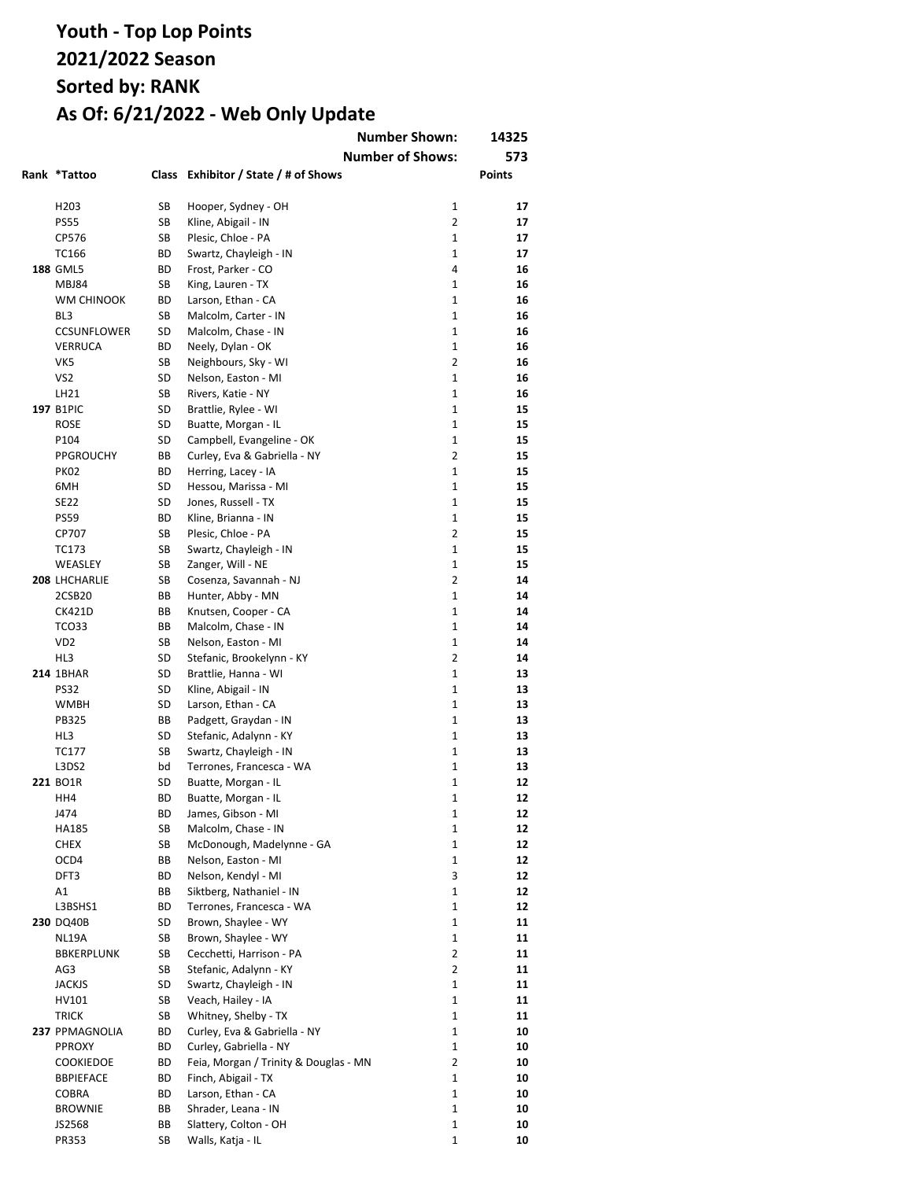# Youth - Top Lop Points
# 2021/2022 Season
# Sorted by: RANK
# As Of: 6/21/2022 - Web Only Update

| | | | Number Shown: | | 14325 |
|---|---|---|---|---|---|
| | | | Number of Shows: | | 573 |
| **Rank** | ***Tattoo** | **Class** | **Exhibitor / State / # of Shows** | | **Points** |
| | H203 | SB | Hooper, Sydney - OH | 1 | 17 |
| | PS55 | SB | Kline, Abigail - IN | 2 | 17 |
| | CP576 | SB | Plesic, Chloe - PA | 1 | 17 |
| | TC166 | BD | Swartz, Chayleigh - IN | 1 | 17 |
| 188 | GML5 | BD | Frost, Parker - CO | 4 | 16 |
| | MBJ84 | SB | King, Lauren - TX | 1 | 16 |
| | WM CHINOOK | BD | Larson, Ethan - CA | 1 | 16 |
| | BL3 | SB | Malcolm, Carter - IN | 1 | 16 |
| | CCSUNFLOWER | SD | Malcolm, Chase - IN | 1 | 16 |
| | VERRUCA | BD | Neely, Dylan - OK | 1 | 16 |
| | VK5 | SB | Neighbours, Sky - WI | 2 | 16 |
| | VS2 | SD | Nelson, Easton - MI | 1 | 16 |
| | LH21 | SB | Rivers, Katie - NY | 1 | 16 |
| 197 | B1PIC | SD | Brattlie, Rylee - WI | 1 | 15 |
| | ROSE | SD | Buatte, Morgan - IL | 1 | 15 |
| | P104 | SD | Campbell, Evangeline - OK | 1 | 15 |
| | PPGROUCHY | BB | Curley, Eva & Gabriella - NY | 2 | 15 |
| | PK02 | BD | Herring, Lacey - IA | 1 | 15 |
| | 6MH | SD | Hessou, Marissa - MI | 1 | 15 |
| | SE22 | SD | Jones, Russell - TX | 1 | 15 |
| | PS59 | BD | Kline, Brianna - IN | 1 | 15 |
| | CP707 | SB | Plesic, Chloe - PA | 2 | 15 |
| | TC173 | SB | Swartz, Chayleigh - IN | 1 | 15 |
| | WEASLEY | SB | Zanger, Will - NE | 1 | 15 |
| 208 | LHCHARLIE | SB | Cosenza, Savannah - NJ | 2 | 14 |
| | 2CSB20 | BB | Hunter, Abby - MN | 1 | 14 |
| | CK421D | BB | Knutsen, Cooper - CA | 1 | 14 |
| | TCO33 | BB | Malcolm, Chase - IN | 1 | 14 |
| | VD2 | SB | Nelson, Easton - MI | 1 | 14 |
| | HL3 | SD | Stefanic, Brookelynn - KY | 2 | 14 |
| 214 | 1BHAR | SD | Brattlie, Hanna - WI | 1 | 13 |
| | PS32 | SD | Kline, Abigail - IN | 1 | 13 |
| | WMBH | SD | Larson, Ethan - CA | 1 | 13 |
| | PB325 | BB | Padgett, Graydan - IN | 1 | 13 |
| | HL3 | SD | Stefanic, Adalynn - KY | 1 | 13 |
| | TC177 | SB | Swartz, Chayleigh - IN | 1 | 13 |
| | L3DS2 | bd | Terrones, Francesca - WA | 1 | 13 |
| 221 | BO1R | SD | Buatte, Morgan - IL | 1 | 12 |
| | HH4 | BD | Buatte, Morgan - IL | 1 | 12 |
| | J474 | BD | James, Gibson - MI | 1 | 12 |
| | HA185 | SB | Malcolm, Chase - IN | 1 | 12 |
| | CHEX | SB | McDonough, Madelynne - GA | 1 | 12 |
| | OCD4 | BB | Nelson, Easton - MI | 1 | 12 |
| | DFT3 | BD | Nelson, Kendyl - MI | 3 | 12 |
| | A1 | BB | Siktberg, Nathaniel - IN | 1 | 12 |
| | L3BSHS1 | BD | Terrones, Francesca - WA | 1 | 12 |
| 230 | DQ40B | SD | Brown, Shaylee - WY | 1 | 11 |
| | NL19A | SB | Brown, Shaylee - WY | 1 | 11 |
| | BBKERPLUNK | SB | Cecchetti, Harrison - PA | 2 | 11 |
| | AG3 | SB | Stefanic, Adalynn - KY | 2 | 11 |
| | JACKJS | SD | Swartz, Chayleigh - IN | 1 | 11 |
| | HV101 | SB | Veach, Hailey - IA | 1 | 11 |
| | TRICK | SB | Whitney, Shelby - TX | 1 | 11 |
| 237 | PPMAGNOLIA | BD | Curley, Eva & Gabriella - NY | 1 | 10 |
| | PPROXY | BD | Curley, Gabriella - NY | 1 | 10 |
| | COOKIEDOE | BD | Feia, Morgan / Trinity & Douglas - MN | 2 | 10 |
| | BBPIEFACE | BD | Finch, Abigail - TX | 1 | 10 |
| | COBRA | BD | Larson, Ethan - CA | 1 | 10 |
| | BROWNIE | BB | Shrader, Leana - IN | 1 | 10 |
| | JS2568 | BB | Slattery, Colton - OH | 1 | 10 |
| | PR353 | SB | Walls, Katja - IL | 1 | 10 |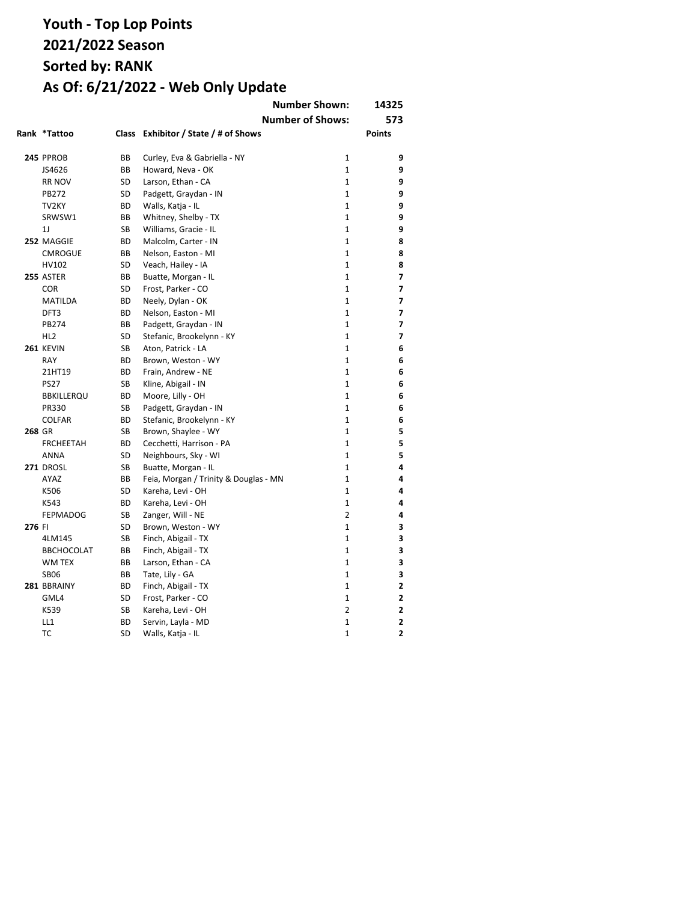# Youth - Top Lop Points
# 2021/2022 Season
# Sorted by: RANK
# As Of: 6/21/2022 - Web Only Update

**Number Shown:** 14325
**Number of Shows:** 573

| Rank | *Tattoo | Class | Exhibitor / State / # of Shows | | Points |
|---|---|---|---|---|---|
| **245** | PPROB | BB | Curley, Eva & Gabriella - NY | 1 | **9** |
| | JS4626 | BB | Howard, Neva - OK | 1 | **9** |
| | RR NOV | SD | Larson, Ethan - CA | 1 | **9** |
| | PB272 | SD | Padgett, Graydan - IN | 1 | **9** |
| | TV2KY | BD | Walls, Katja - IL | 1 | **9** |
| | SRWSW1 | BB | Whitney, Shelby - TX | 1 | **9** |
| | 1J | SB | Williams, Gracie - IL | 1 | **9** |
| **252** | MAGGIE | BD | Malcolm, Carter - IN | 1 | **8** |
| | CMROGUE | BB | Nelson, Easton - MI | 1 | **8** |
| | HV102 | SD | Veach, Hailey - IA | 1 | **8** |
| **255** | ASTER | BB | Buatte, Morgan - IL | 1 | **7** |
| | COR | SD | Frost, Parker - CO | 1 | **7** |
| | MATILDA | BD | Neely, Dylan - OK | 1 | **7** |
| | DFT3 | BD | Nelson, Easton - MI | 1 | **7** |
| | PB274 | BB | Padgett, Graydan - IN | 1 | **7** |
| | HL2 | SD | Stefanic, Brookelynn - KY | 1 | **7** |
| **261** | KEVIN | SB | Aton, Patrick - LA | 1 | **6** |
| | RAY | BD | Brown, Weston - WY | 1 | **6** |
| | 21HT19 | BD | Frain, Andrew - NE | 1 | **6** |
| | PS27 | SB | Kline, Abigail - IN | 1 | **6** |
| | BBKILLERQU | BD | Moore, Lilly - OH | 1 | **6** |
| | PR330 | SB | Padgett, Graydan - IN | 1 | **6** |
| | COLFAR | BD | Stefanic, Brookelynn - KY | 1 | **6** |
| **268** | GR | SB | Brown, Shaylee - WY | 1 | **5** |
| | FRCHEETAH | BD | Cecchetti, Harrison - PA | 1 | **5** |
| | ANNA | SD | Neighbours, Sky - WI | 1 | **5** |
| **271** | DROSL | SB | Buatte, Morgan - IL | 1 | **4** |
| | AYAZ | BB | Feia, Morgan / Trinity & Douglas - MN | 1 | **4** |
| | K506 | SD | Kareha, Levi - OH | 1 | **4** |
| | K543 | BD | Kareha, Levi - OH | 1 | **4** |
| | FEPMADOG | SB | Zanger, Will - NE | 2 | **4** |
| **276** | FI | SD | Brown, Weston - WY | 1 | **3** |
| | 4LM145 | SB | Finch, Abigail - TX | 1 | **3** |
| | BBCHOCOLAT | BB | Finch, Abigail - TX | 1 | **3** |
| | WM TEX | BB | Larson, Ethan - CA | 1 | **3** |
| | SB06 | BB | Tate, Lily - GA | 1 | **3** |
| **281** | BBRAINY | BD | Finch, Abigail - TX | 1 | **2** |
| | GML4 | SD | Frost, Parker - CO | 1 | **2** |
| | K539 | SB | Kareha, Levi - OH | 2 | **2** |
| | LL1 | BD | Servin, Layla - MD | 1 | **2** |
| | TC | SD | Walls, Katja - IL | 1 | **2** |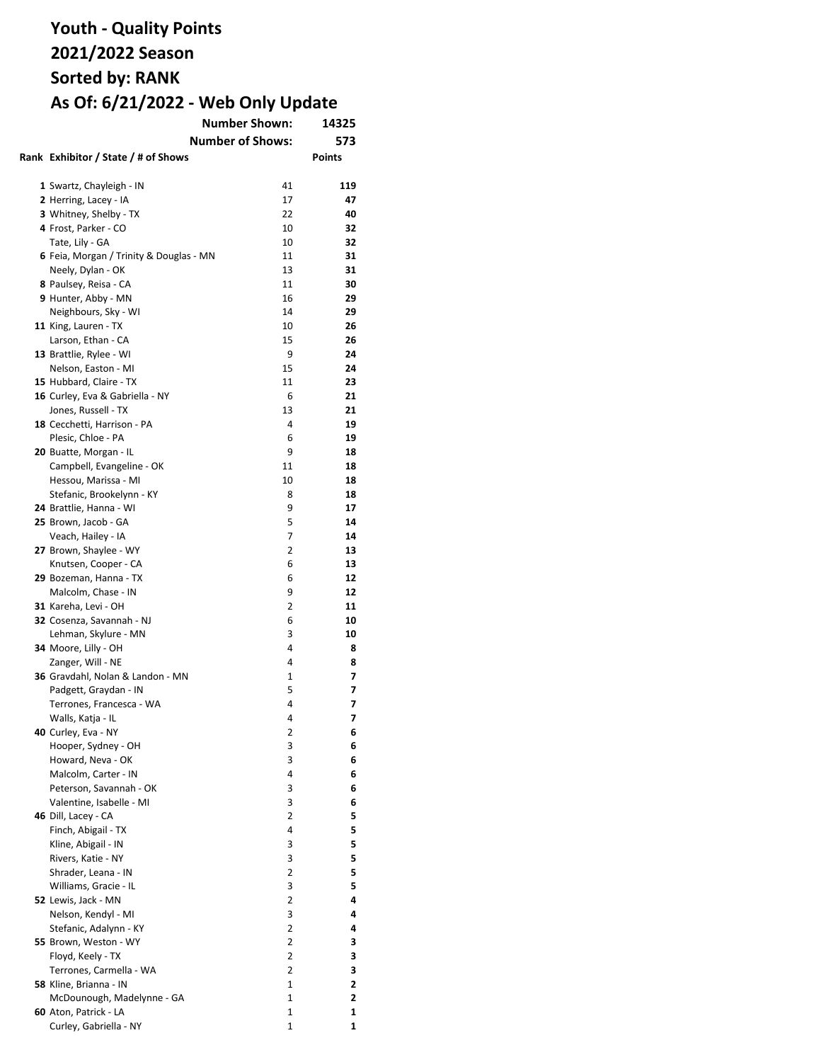# Youth - Quality Points
# 2021/2022 Season
# Sorted by: RANK
# As Of: 6/21/2022 - Web Only Update

**Number Shown:** 14325

**Number of Shows:** 573

| Rank | Exhibitor / State / # of Shows | | Points |
|---|---|---|---|
| 1 | Swartz, Chayleigh - IN | 41 | **119** |
| 2 | Herring, Lacey - IA | 17 | **47** |
| 3 | Whitney, Shelby - TX | 22 | **40** |
| 4 | Frost, Parker - CO | 10 | **32** |
| | Tate, Lily - GA | 10 | **32** |
| 6 | Feia, Morgan / Trinity & Douglas - MN | 11 | **31** |
| | Neely, Dylan - OK | 13 | **31** |
| 8 | Paulsey, Reisa - CA | 11 | **30** |
| 9 | Hunter, Abby - MN | 16 | **29** |
| | Neighbours, Sky - WI | 14 | **29** |
| 11 | King, Lauren - TX | 10 | **26** |
| | Larson, Ethan - CA | 15 | **26** |
| 13 | Brattlie, Rylee - WI | 9 | **24** |
| | Nelson, Easton - MI | 15 | **24** |
| 15 | Hubbard, Claire - TX | 11 | **23** |
| 16 | Curley, Eva & Gabriella - NY | 6 | **21** |
| | Jones, Russell - TX | 13 | **21** |
| 18 | Cecchetti, Harrison - PA | 4 | **19** |
| | Plesic, Chloe - PA | 6 | **19** |
| 20 | Buatte, Morgan - IL | 9 | **18** |
| | Campbell, Evangeline - OK | 11 | **18** |
| | Hessou, Marissa - MI | 10 | **18** |
| | Stefanic, Brookelynn - KY | 8 | **18** |
| 24 | Brattlie, Hanna - WI | 9 | **17** |
| 25 | Brown, Jacob - GA | 5 | **14** |
| | Veach, Hailey - IA | 7 | **14** |
| 27 | Brown, Shaylee - WY | 2 | **13** |
| | Knutsen, Cooper - CA | 6 | **13** |
| 29 | Bozeman, Hanna - TX | 6 | **12** |
| | Malcolm, Chase - IN | 9 | **12** |
| 31 | Kareha, Levi - OH | 2 | **11** |
| 32 | Cosenza, Savannah - NJ | 6 | **10** |
| | Lehman, Skylure - MN | 3 | **10** |
| 34 | Moore, Lilly - OH | 4 | **8** |
| | Zanger, Will - NE | 4 | **8** |
| 36 | Gravdahl, Nolan & Landon - MN | 1 | **7** |
| | Padgett, Graydan - IN | 5 | **7** |
| | Terrones, Francesca - WA | 4 | **7** |
| | Walls, Katja - IL | 4 | **7** |
| 40 | Curley, Eva - NY | 2 | **6** |
| | Hooper, Sydney - OH | 3 | **6** |
| | Howard, Neva - OK | 3 | **6** |
| | Malcolm, Carter - IN | 4 | **6** |
| | Peterson, Savannah - OK | 3 | **6** |
| | Valentine, Isabelle - MI | 3 | **6** |
| 46 | Dill, Lacey - CA | 2 | **5** |
| | Finch, Abigail - TX | 4 | **5** |
| | Kline, Abigail - IN | 3 | **5** |
| | Rivers, Katie - NY | 3 | **5** |
| | Shrader, Leana - IN | 2 | **5** |
| | Williams, Gracie - IL | 3 | **5** |
| 52 | Lewis, Jack - MN | 2 | **4** |
| | Nelson, Kendyl - MI | 3 | **4** |
| | Stefanic, Adalynn - KY | 2 | **4** |
| 55 | Brown, Weston - WY | 2 | **3** |
| | Floyd, Keely - TX | 2 | **3** |
| | Terrones, Carmella - WA | 2 | **3** |
| 58 | Kline, Brianna - IN | 1 | **2** |
| | McDounough, Madelynne - GA | 1 | **2** |
| 60 | Aton, Patrick - LA | 1 | **1** |
| | Curley, Gabriella - NY | 1 | **1** |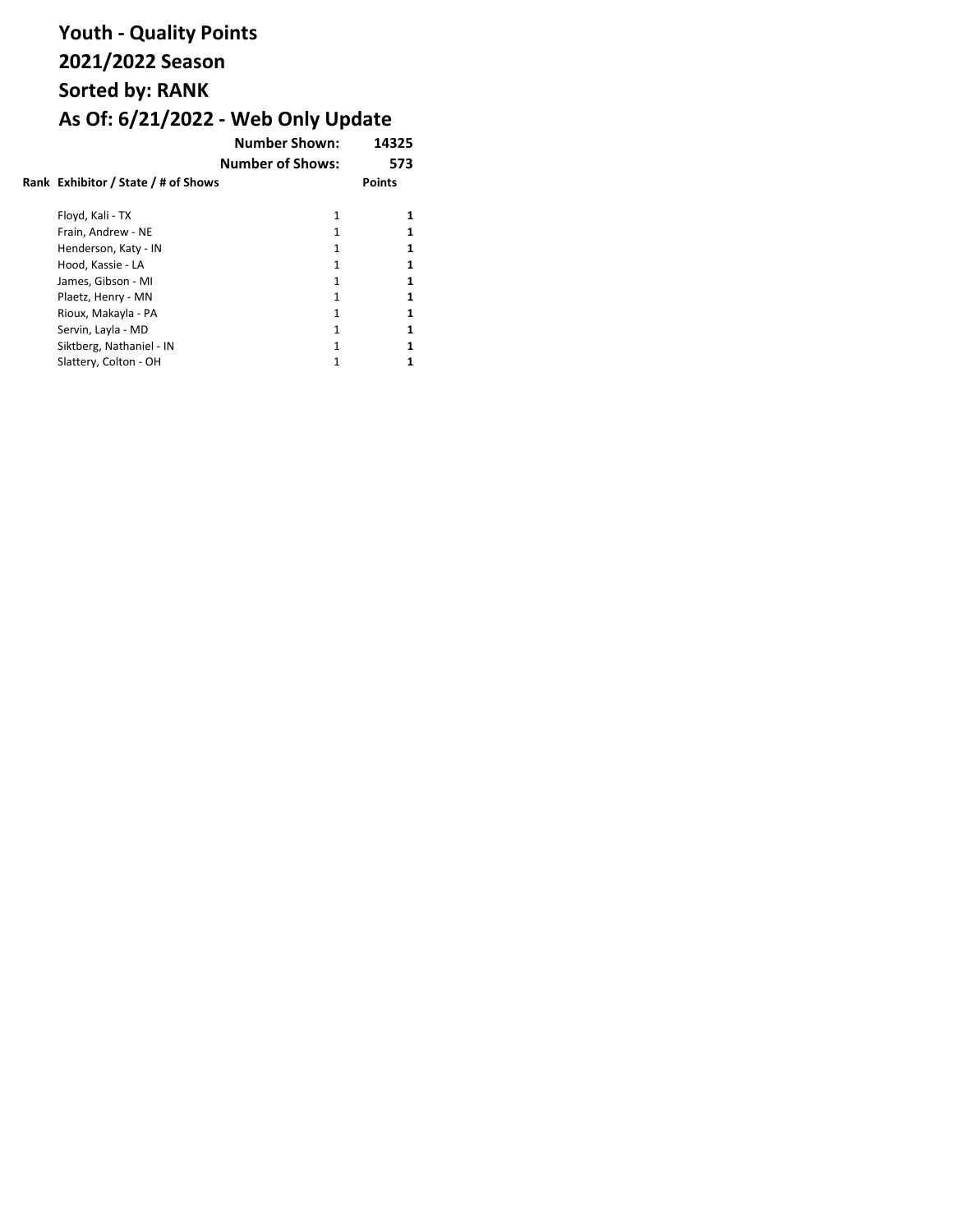# Youth - Quality Points
# 2021/2022 Season
# Sorted by: RANK
# As Of: 6/21/2022 - Web Only Update

**Number Shown: 14325**

**Number of Shows: 573**

| Rank | Exhibitor / State / # of Shows | | Points |
|---|---|---|---|
| | Floyd, Kali - TX | 1 | **1** |
| | Frain, Andrew - NE | 1 | **1** |
| | Henderson, Katy - IN | 1 | **1** |
| | Hood, Kassie - LA | 1 | **1** |
| | James, Gibson - MI | 1 | **1** |
| | Plaetz, Henry - MN | 1 | **1** |
| | Rioux, Makayla - PA | 1 | **1** |
| | Servin, Layla - MD | 1 | **1** |
| | Siktberg, Nathaniel - IN | 1 | **1** |
| | Slattery, Colton - OH | 1 | **1** |